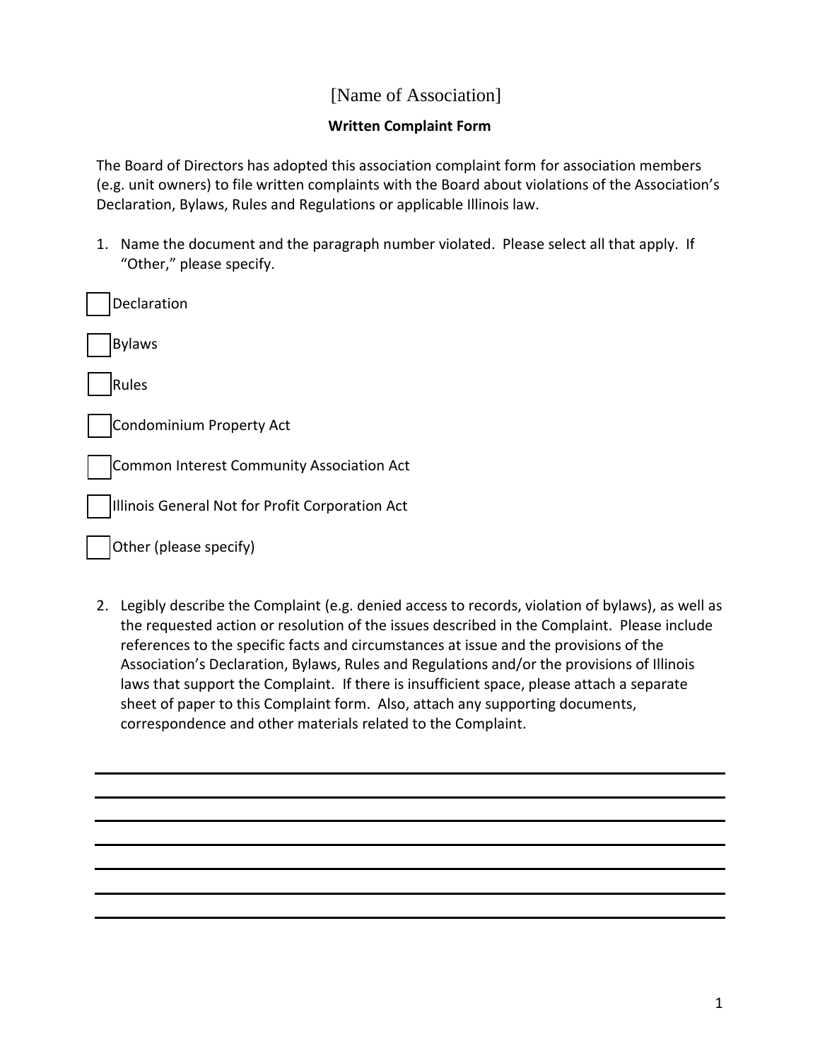# [Name of Association]

## Written Complaint Form

The Board of Directors has adopted this association complaint form for association members (e.g. unit owners) to file written complaints with the Board about violations of the Association's Declaration, Bylaws, Rules and Regulations or applicable Illinois law.

1. Name the document and the paragraph number violated. Please select all that apply. If "Other," please specify.

- [ ] Declaration
- [ ] Bylaws
- [ ] Rules
- [ ] Condominium Property Act
- [ ] Common Interest Community Association Act
- [ ] Illinois General Not for Profit Corporation Act
- [ ] Other (please specify)

2. Legibly describe the Complaint (e.g. denied access to records, violation of bylaws), as well as the requested action or resolution of the issues described in the Complaint. Please include references to the specific facts and circumstances at issue and the provisions of the Association's Declaration, Bylaws, Rules and Regulations and/or the provisions of Illinois laws that support the Complaint. If there is insufficient space, please attach a separate sheet of paper to this Complaint form. Also, attach any supporting documents, correspondence and other materials related to the Complaint.

______________________________________________________________________________

______________________________________________________________________________

______________________________________________________________________________

______________________________________________________________________________

______________________________________________________________________________

______________________________________________________________________________

______________________________________________________________________________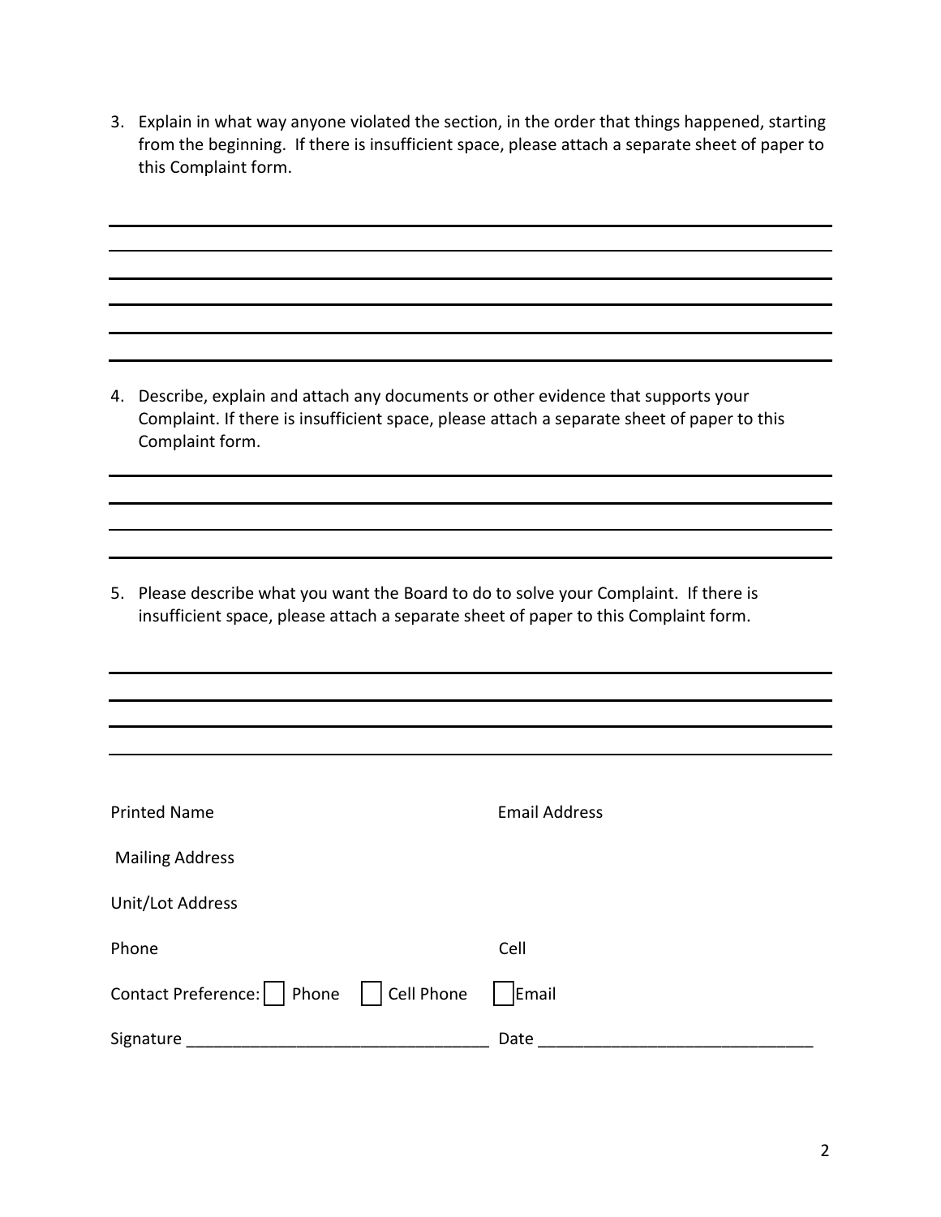3. Explain in what way anyone violated the section, in the order that things happened, starting from the beginning. If there is insufficient space, please attach a separate sheet of paper to this Complaint form.

_______________________________________________________________________________

_______________________________________________________________________________

_______________________________________________________________________________

_______________________________________________________________________________

_______________________________________________________________________________

_______________________________________________________________________________

4. Describe, explain and attach any documents or other evidence that supports your Complaint. If there is insufficient space, please attach a separate sheet of paper to this Complaint form.

_______________________________________________________________________________

_______________________________________________________________________________

_______________________________________________________________________________

_______________________________________________________________________________

5. Please describe what you want the Board to do to solve your Complaint. If there is insufficient space, please attach a separate sheet of paper to this Complaint form.

_______________________________________________________________________________

_______________________________________________________________________________

_______________________________________________________________________________

_______________________________________________________________________________

Printed Name                                        Email Address

Mailing Address

Unit/Lot Address

Phone                                        Cell

Contact Preference: ☐ Phone ☐ Cell Phone ☐ Email

Signature _________________________________ Date ______________________________